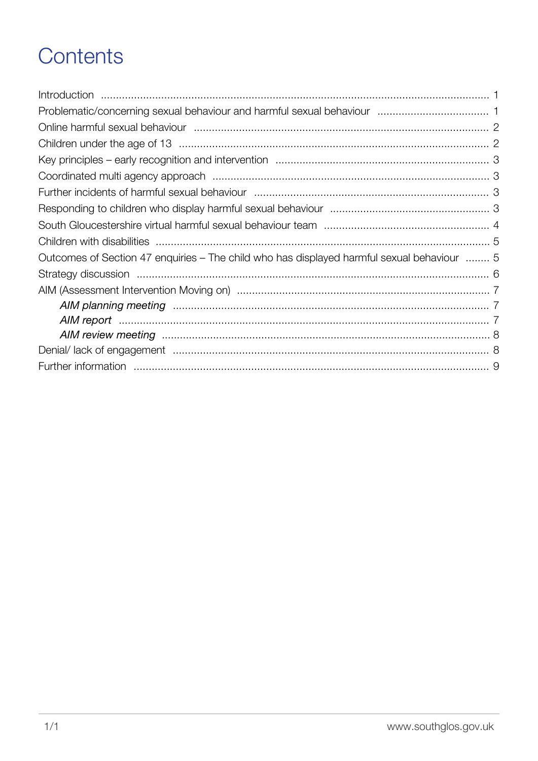# Contents

Introduction ..... 1
Problematic/concerning sexual behaviour and harmful sexual behaviour ..... 1
Online harmful sexual behaviour ..... 2
Children under the age of 13 ..... 2
Key principles – early recognition and intervention ..... 3
Coordinated multi agency approach ..... 3
Further incidents of harmful sexual behaviour ..... 3
Responding to children who display harmful sexual behaviour ..... 3
South Gloucestershire virtual harmful sexual behaviour team ..... 4
Children with disabilities ..... 5
Outcomes of Section 47 enquiries – The child who has displayed harmful sexual behaviour ..... 5
Strategy discussion ..... 6
AIM (Assessment Intervention Moving on) ..... 7
    *AIM planning meeting* ..... 7
    *AIM report* ..... 7
    *AIM review meeting* ..... 8
Denial/ lack of engagement ..... 8
Further information ..... 9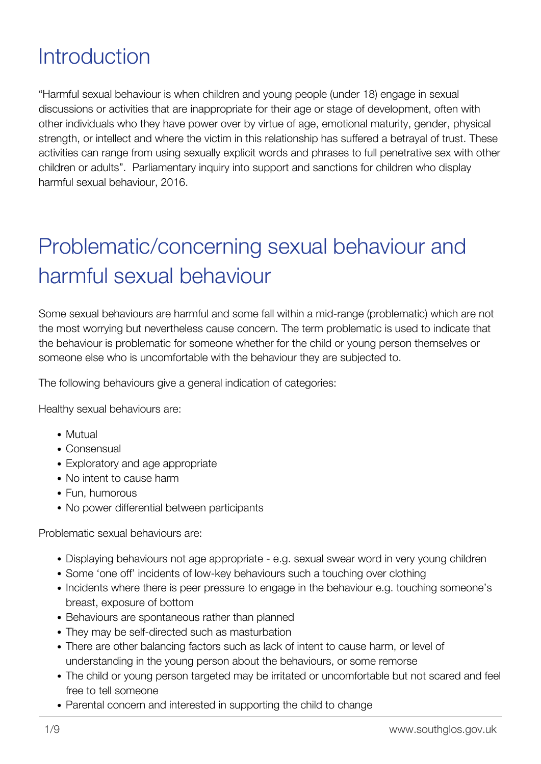# Introduction

"Harmful sexual behaviour is when children and young people (under 18) engage in sexual discussions or activities that are inappropriate for their age or stage of development, often with other individuals who they have power over by virtue of age, emotional maturity, gender, physical strength, or intellect and where the victim in this relationship has suffered a betrayal of trust. These activities can range from using sexually explicit words and phrases to full penetrative sex with other children or adults". Parliamentary inquiry into support and sanctions for children who display harmful sexual behaviour, 2016.

# Problematic/concerning sexual behaviour and harmful sexual behaviour

Some sexual behaviours are harmful and some fall within a mid-range (problematic) which are not the most worrying but nevertheless cause concern. The term problematic is used to indicate that the behaviour is problematic for someone whether for the child or young person themselves or someone else who is uncomfortable with the behaviour they are subjected to.

The following behaviours give a general indication of categories:

Healthy sexual behaviours are:

- Mutual
- Consensual
- Exploratory and age appropriate
- No intent to cause harm
- Fun, humorous
- No power differential between participants

Problematic sexual behaviours are:

- Displaying behaviours not age appropriate - e.g. sexual swear word in very young children
- Some 'one off' incidents of low-key behaviours such a touching over clothing
- Incidents where there is peer pressure to engage in the behaviour e.g. touching someone's breast, exposure of bottom
- Behaviours are spontaneous rather than planned
- They may be self-directed such as masturbation
- There are other balancing factors such as lack of intent to cause harm, or level of understanding in the young person about the behaviours, or some remorse
- The child or young person targeted may be irritated or uncomfortable but not scared and feel free to tell someone
- Parental concern and interested in supporting the child to change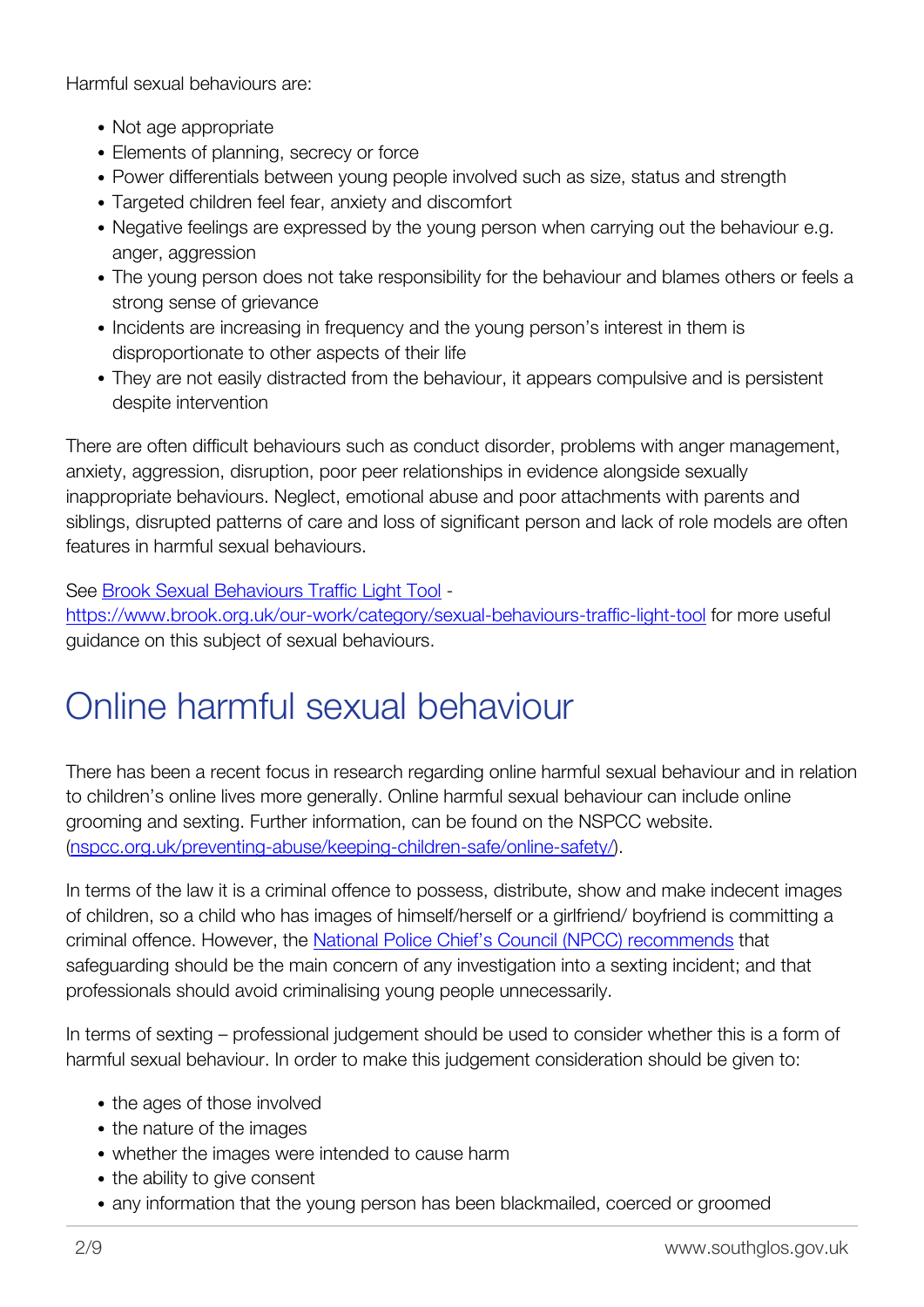Harmful sexual behaviours are:

- Not age appropriate
- Elements of planning, secrecy or force
- Power differentials between young people involved such as size, status and strength
- Targeted children feel fear, anxiety and discomfort
- Negative feelings are expressed by the young person when carrying out the behaviour e.g. anger, aggression
- The young person does not take responsibility for the behaviour and blames others or feels a strong sense of grievance
- Incidents are increasing in frequency and the young person's interest in them is disproportionate to other aspects of their life
- They are not easily distracted from the behaviour, it appears compulsive and is persistent despite intervention

There are often difficult behaviours such as conduct disorder, problems with anger management, anxiety, aggression, disruption, poor peer relationships in evidence alongside sexually inappropriate behaviours. Neglect, emotional abuse and poor attachments with parents and siblings, disrupted patterns of care and loss of significant person and lack of role models are often features in harmful sexual behaviours.

See [Brook Sexual Behaviours Traffic Light Tool](https://www.brook.org.uk/our-work/category/sexual-behaviours-traffic-light-tool) - https://www.brook.org.uk/our-work/category/sexual-behaviours-traffic-light-tool for more useful guidance on this subject of sexual behaviours.

# Online harmful sexual behaviour

There has been a recent focus in research regarding online harmful sexual behaviour and in relation to children's online lives more generally. Online harmful sexual behaviour can include online grooming and sexting. Further information, can be found on the NSPCC website. (nspcc.org.uk/preventing-abuse/keeping-children-safe/online-safety/).

In terms of the law it is a criminal offence to possess, distribute, show and make indecent images of children, so a child who has images of himself/herself or a girlfriend/ boyfriend is committing a criminal offence. However, the [National Police Chief's Council (NPCC) recommends](#) that safeguarding should be the main concern of any investigation into a sexting incident; and that professionals should avoid criminalising young people unnecessarily.

In terms of sexting – professional judgement should be used to consider whether this is a form of harmful sexual behaviour. In order to make this judgement consideration should be given to:

- the ages of those involved
- the nature of the images
- whether the images were intended to cause harm
- the ability to give consent
- any information that the young person has been blackmailed, coerced or groomed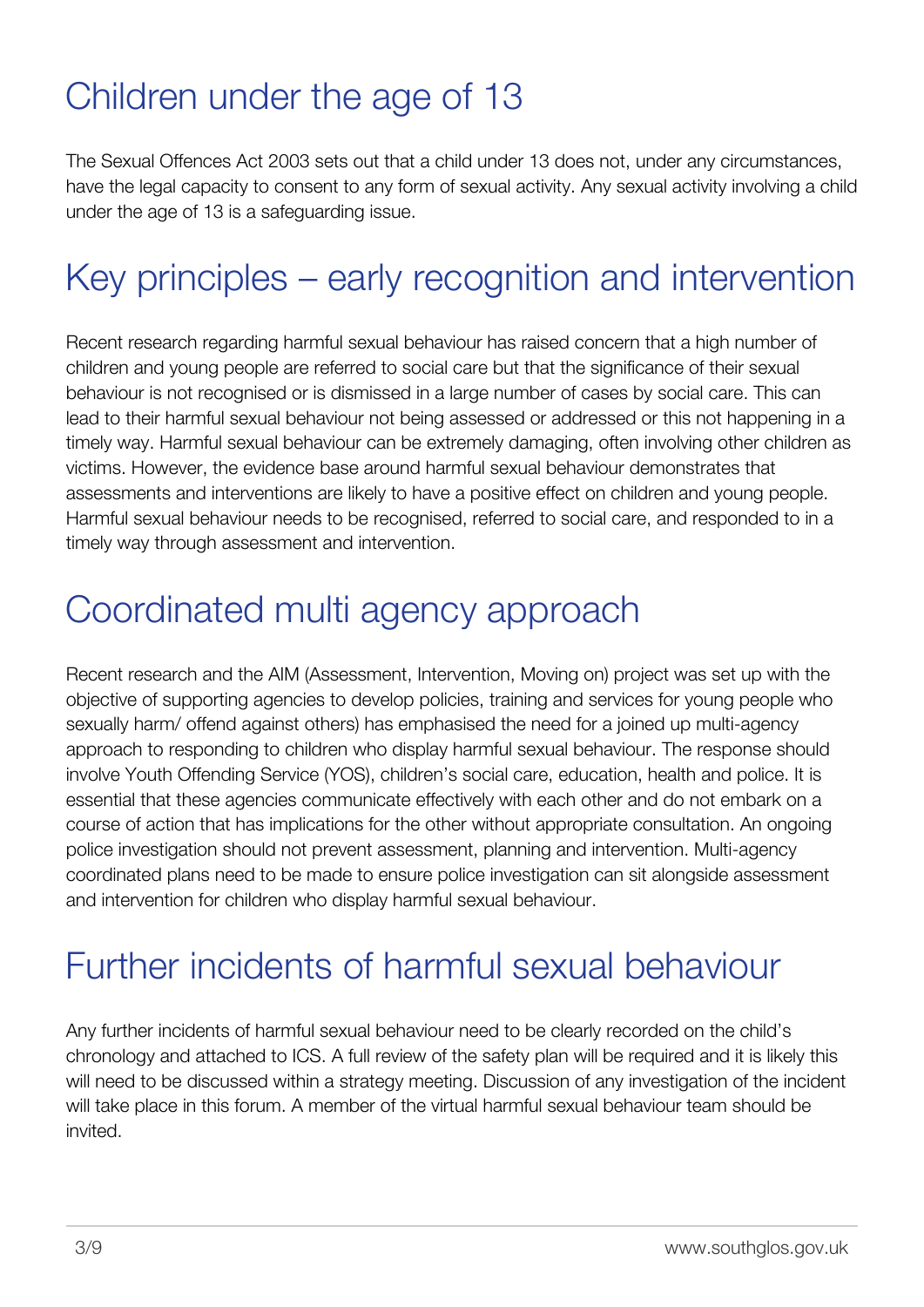# Children under the age of 13

The Sexual Offences Act 2003 sets out that a child under 13 does not, under any circumstances, have the legal capacity to consent to any form of sexual activity. Any sexual activity involving a child under the age of 13 is a safeguarding issue.

# Key principles – early recognition and intervention

Recent research regarding harmful sexual behaviour has raised concern that a high number of children and young people are referred to social care but that the significance of their sexual behaviour is not recognised or is dismissed in a large number of cases by social care. This can lead to their harmful sexual behaviour not being assessed or addressed or this not happening in a timely way. Harmful sexual behaviour can be extremely damaging, often involving other children as victims. However, the evidence base around harmful sexual behaviour demonstrates that assessments and interventions are likely to have a positive effect on children and young people. Harmful sexual behaviour needs to be recognised, referred to social care, and responded to in a timely way through assessment and intervention.

# Coordinated multi agency approach

Recent research and the AIM (Assessment, Intervention, Moving on) project was set up with the objective of supporting agencies to develop policies, training and services for young people who sexually harm/ offend against others) has emphasised the need for a joined up multi-agency approach to responding to children who display harmful sexual behaviour. The response should involve Youth Offending Service (YOS), children's social care, education, health and police. It is essential that these agencies communicate effectively with each other and do not embark on a course of action that has implications for the other without appropriate consultation. An ongoing police investigation should not prevent assessment, planning and intervention. Multi-agency coordinated plans need to be made to ensure police investigation can sit alongside assessment and intervention for children who display harmful sexual behaviour.

# Further incidents of harmful sexual behaviour

Any further incidents of harmful sexual behaviour need to be clearly recorded on the child's chronology and attached to ICS. A full review of the safety plan will be required and it is likely this will need to be discussed within a strategy meeting. Discussion of any investigation of the incident will take place in this forum. A member of the virtual harmful sexual behaviour team should be invited.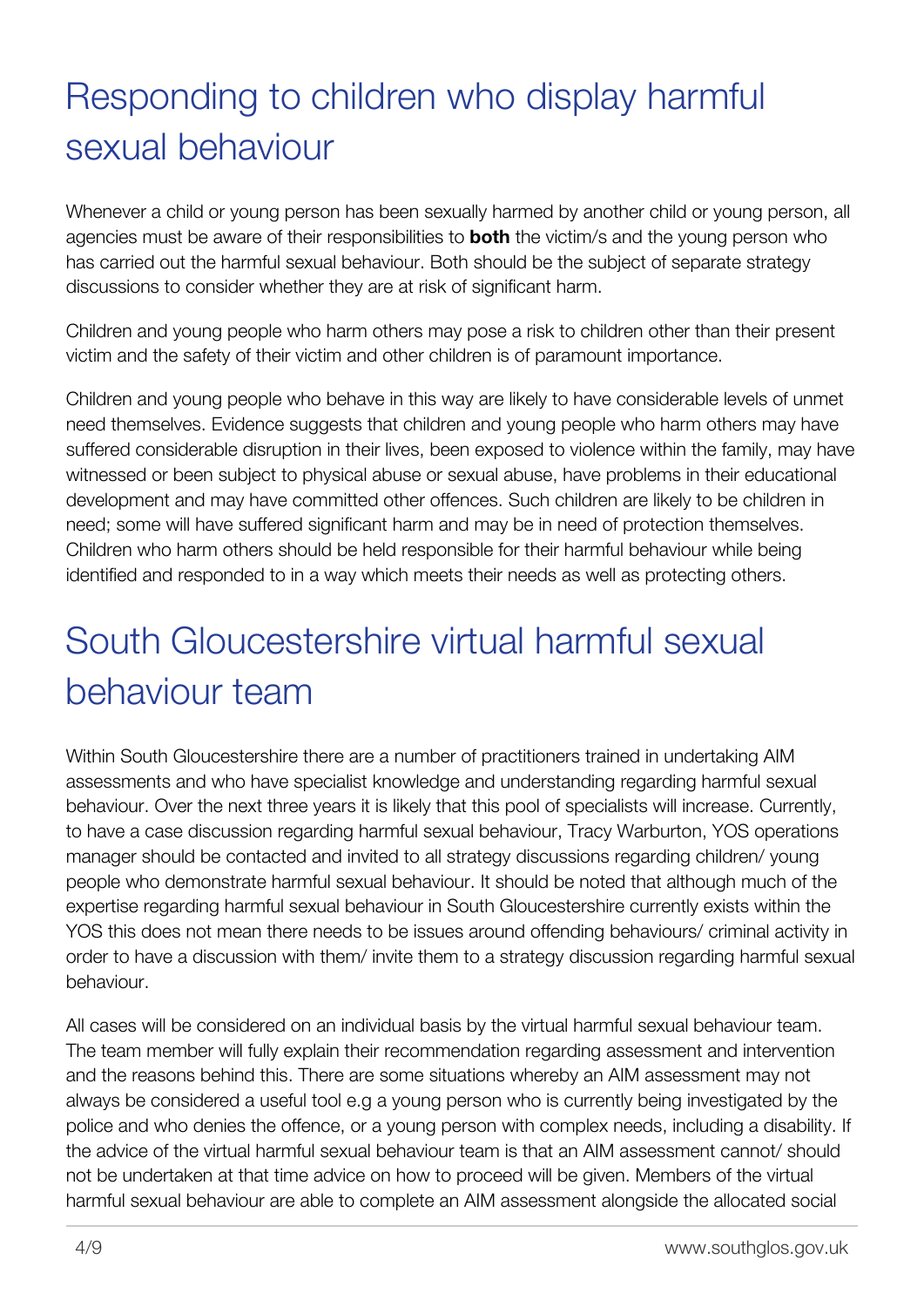# Responding to children who display harmful sexual behaviour

Whenever a child or young person has been sexually harmed by another child or young person, all agencies must be aware of their responsibilities to **both** the victim/s and the young person who has carried out the harmful sexual behaviour. Both should be the subject of separate strategy discussions to consider whether they are at risk of significant harm.

Children and young people who harm others may pose a risk to children other than their present victim and the safety of their victim and other children is of paramount importance.

Children and young people who behave in this way are likely to have considerable levels of unmet need themselves. Evidence suggests that children and young people who harm others may have suffered considerable disruption in their lives, been exposed to violence within the family, may have witnessed or been subject to physical abuse or sexual abuse, have problems in their educational development and may have committed other offences. Such children are likely to be children in need; some will have suffered significant harm and may be in need of protection themselves. Children who harm others should be held responsible for their harmful behaviour while being identified and responded to in a way which meets their needs as well as protecting others.

# South Gloucestershire virtual harmful sexual behaviour team

Within South Gloucestershire there are a number of practitioners trained in undertaking AIM assessments and who have specialist knowledge and understanding regarding harmful sexual behaviour. Over the next three years it is likely that this pool of specialists will increase. Currently, to have a case discussion regarding harmful sexual behaviour, Tracy Warburton, YOS operations manager should be contacted and invited to all strategy discussions regarding children/ young people who demonstrate harmful sexual behaviour. It should be noted that although much of the expertise regarding harmful sexual behaviour in South Gloucestershire currently exists within the YOS this does not mean there needs to be issues around offending behaviours/ criminal activity in order to have a discussion with them/ invite them to a strategy discussion regarding harmful sexual behaviour.

All cases will be considered on an individual basis by the virtual harmful sexual behaviour team. The team member will fully explain their recommendation regarding assessment and intervention and the reasons behind this. There are some situations whereby an AIM assessment may not always be considered a useful tool e.g a young person who is currently being investigated by the police and who denies the offence, or a young person with complex needs, including a disability. If the advice of the virtual harmful sexual behaviour team is that an AIM assessment cannot/ should not be undertaken at that time advice on how to proceed will be given. Members of the virtual harmful sexual behaviour are able to complete an AIM assessment alongside the allocated social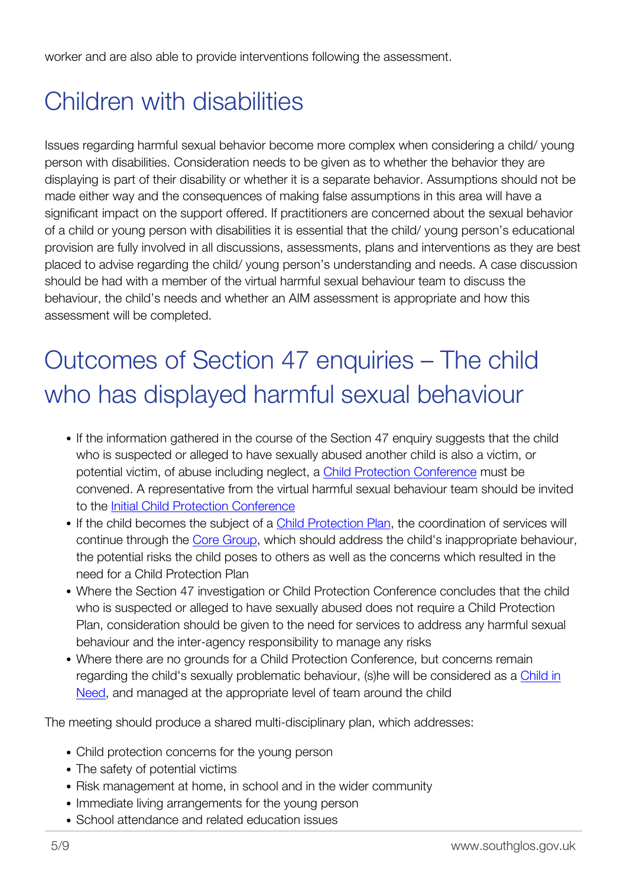worker and are also able to provide interventions following the assessment.

## Children with disabilities

Issues regarding harmful sexual behavior become more complex when considering a child/ young person with disabilities. Consideration needs to be given as to whether the behavior they are displaying is part of their disability or whether it is a separate behavior. Assumptions should not be made either way and the consequences of making false assumptions in this area will have a significant impact on the support offered. If practitioners are concerned about the sexual behavior of a child or young person with disabilities it is essential that the child/ young person's educational provision are fully involved in all discussions, assessments, plans and interventions as they are best placed to advise regarding the child/ young person's understanding and needs. A case discussion should be had with a member of the virtual harmful sexual behaviour team to discuss the behaviour, the child's needs and whether an AIM assessment is appropriate and how this assessment will be completed.

## Outcomes of Section 47 enquiries – The child who has displayed harmful sexual behaviour

- If the information gathered in the course of the Section 47 enquiry suggests that the child who is suspected or alleged to have sexually abused another child is also a victim, or potential victim, of abuse including neglect, a Child Protection Conference must be convened. A representative from the virtual harmful sexual behaviour team should be invited to the Initial Child Protection Conference
- If the child becomes the subject of a Child Protection Plan, the coordination of services will continue through the Core Group, which should address the child's inappropriate behaviour, the potential risks the child poses to others as well as the concerns which resulted in the need for a Child Protection Plan
- Where the Section 47 investigation or Child Protection Conference concludes that the child who is suspected or alleged to have sexually abused does not require a Child Protection Plan, consideration should be given to the need for services to address any harmful sexual behaviour and the inter-agency responsibility to manage any risks
- Where there are no grounds for a Child Protection Conference, but concerns remain regarding the child's sexually problematic behaviour, (s)he will be considered as a Child in Need, and managed at the appropriate level of team around the child

The meeting should produce a shared multi-disciplinary plan, which addresses:

- Child protection concerns for the young person
- The safety of potential victims
- Risk management at home, in school and in the wider community
- Immediate living arrangements for the young person
- School attendance and related education issues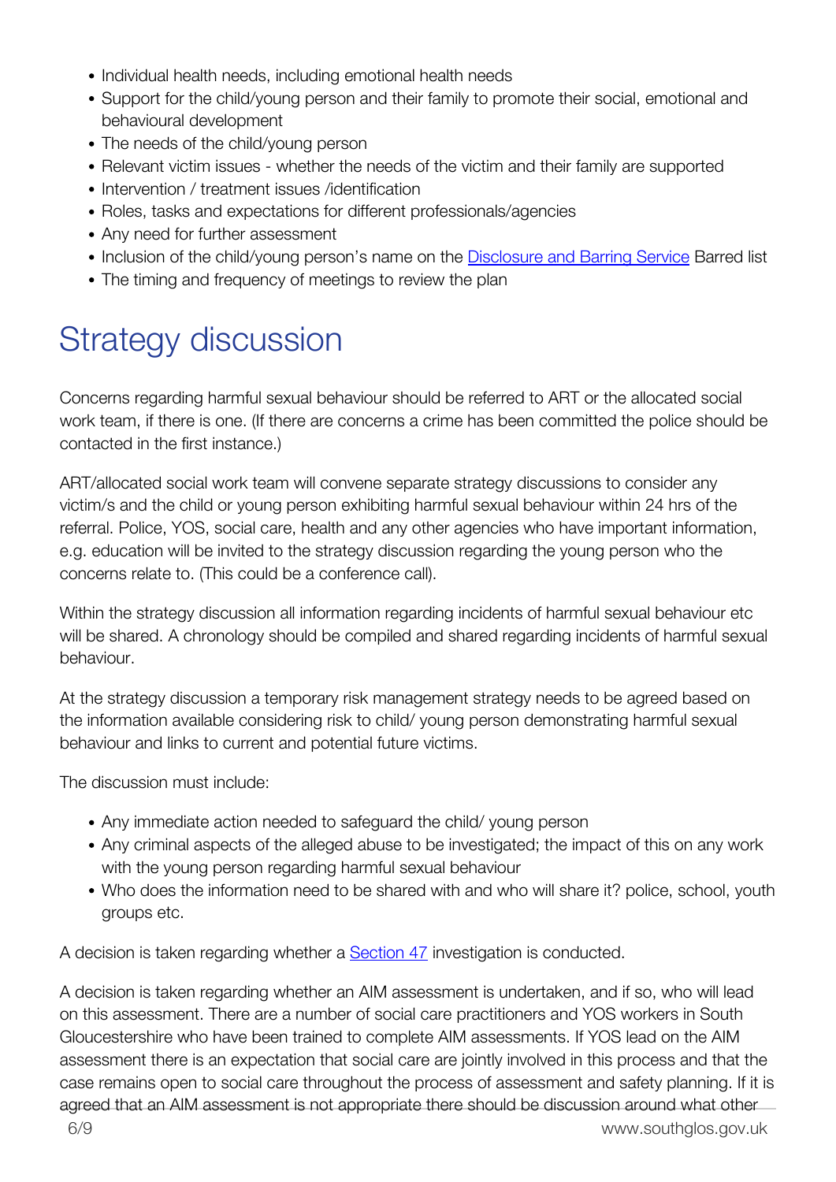- Individual health needs, including emotional health needs
- Support for the child/young person and their family to promote their social, emotional and behavioural development
- The needs of the child/young person
- Relevant victim issues - whether the needs of the victim and their family are supported
- Intervention / treatment issues /identification
- Roles, tasks and expectations for different professionals/agencies
- Any need for further assessment
- Inclusion of the child/young person's name on the [Disclosure and Barring Service]() Barred list
- The timing and frequency of meetings to review the plan

# Strategy discussion

Concerns regarding harmful sexual behaviour should be referred to ART or the allocated social work team, if there is one. (If there are concerns a crime has been committed the police should be contacted in the first instance.)

ART/allocated social work team will convene separate strategy discussions to consider any victim/s and the child or young person exhibiting harmful sexual behaviour within 24 hrs of the referral. Police, YOS, social care, health and any other agencies who have important information, e.g. education will be invited to the strategy discussion regarding the young person who the concerns relate to. (This could be a conference call).

Within the strategy discussion all information regarding incidents of harmful sexual behaviour etc will be shared. A chronology should be compiled and shared regarding incidents of harmful sexual behaviour.

At the strategy discussion a temporary risk management strategy needs to be agreed based on the information available considering risk to child/ young person demonstrating harmful sexual behaviour and links to current and potential future victims.

The discussion must include:

- Any immediate action needed to safeguard the child/ young person
- Any criminal aspects of the alleged abuse to be investigated; the impact of this on any work with the young person regarding harmful sexual behaviour
- Who does the information need to be shared with and who will share it? police, school, youth groups etc.

A decision is taken regarding whether a [Section 47]() investigation is conducted.

A decision is taken regarding whether an AIM assessment is undertaken, and if so, who will lead on this assessment. There are a number of social care practitioners and YOS workers in South Gloucestershire who have been trained to complete AIM assessments. If YOS lead on the AIM assessment there is an expectation that social care are jointly involved in this process and that the case remains open to social care throughout the process of assessment and safety planning. If it is agreed that an AIM assessment is not appropriate there should be discussion around what other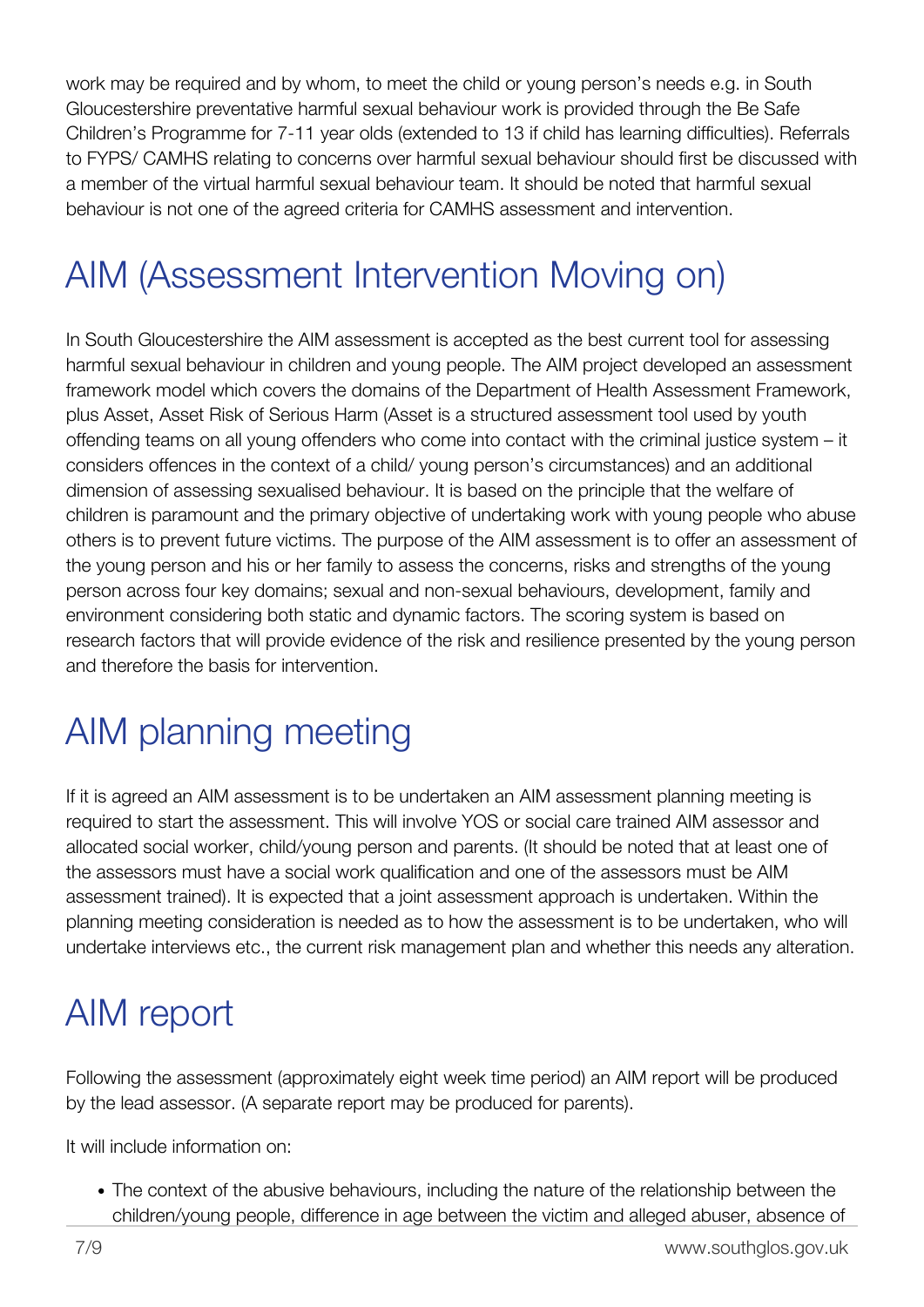work may be required and by whom, to meet the child or young person's needs e.g. in South Gloucestershire preventative harmful sexual behaviour work is provided through the Be Safe Children's Programme for 7-11 year olds (extended to 13 if child has learning difficulties). Referrals to FYPS/ CAMHS relating to concerns over harmful sexual behaviour should first be discussed with a member of the virtual harmful sexual behaviour team. It should be noted that harmful sexual behaviour is not one of the agreed criteria for CAMHS assessment and intervention.

## AIM (Assessment Intervention Moving on)

In South Gloucestershire the AIM assessment is accepted as the best current tool for assessing harmful sexual behaviour in children and young people. The AIM project developed an assessment framework model which covers the domains of the Department of Health Assessment Framework, plus Asset, Asset Risk of Serious Harm (Asset is a structured assessment tool used by youth offending teams on all young offenders who come into contact with the criminal justice system – it considers offences in the context of a child/ young person's circumstances) and an additional dimension of assessing sexualised behaviour. It is based on the principle that the welfare of children is paramount and the primary objective of undertaking work with young people who abuse others is to prevent future victims. The purpose of the AIM assessment is to offer an assessment of the young person and his or her family to assess the concerns, risks and strengths of the young person across four key domains; sexual and non-sexual behaviours, development, family and environment considering both static and dynamic factors. The scoring system is based on research factors that will provide evidence of the risk and resilience presented by the young person and therefore the basis for intervention.

## AIM planning meeting

If it is agreed an AIM assessment is to be undertaken an AIM assessment planning meeting is required to start the assessment. This will involve YOS or social care trained AIM assessor and allocated social worker, child/young person and parents. (It should be noted that at least one of the assessors must have a social work qualification and one of the assessors must be AIM assessment trained). It is expected that a joint assessment approach is undertaken. Within the planning meeting consideration is needed as to how the assessment is to be undertaken, who will undertake interviews etc., the current risk management plan and whether this needs any alteration.

## AIM report

Following the assessment (approximately eight week time period) an AIM report will be produced by the lead assessor. (A separate report may be produced for parents).

It will include information on:

- The context of the abusive behaviours, including the nature of the relationship between the children/young people, difference in age between the victim and alleged abuser, absence of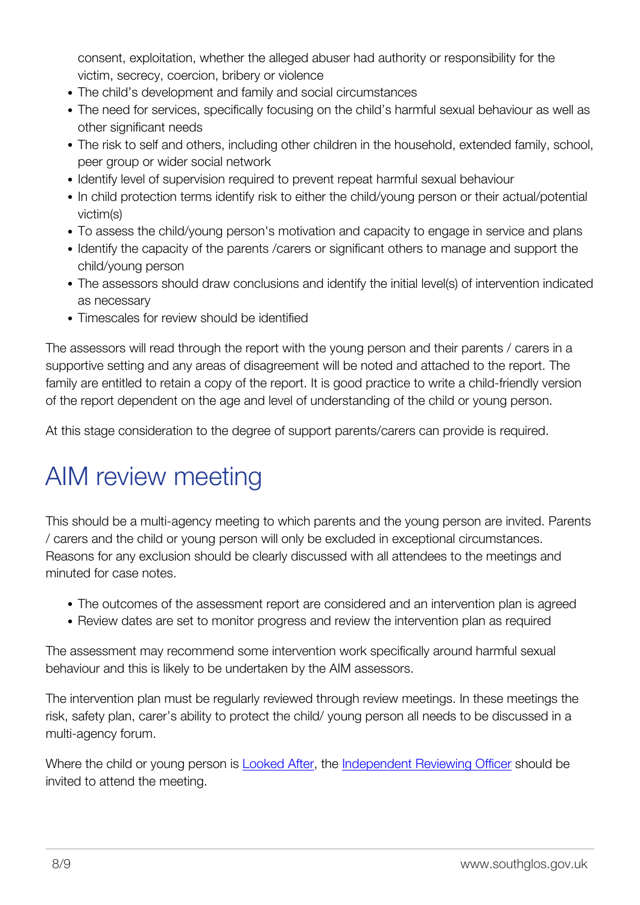consent, exploitation, whether the alleged abuser had authority or responsibility for the victim, secrecy, coercion, bribery or violence

- The child's development and family and social circumstances
- The need for services, specifically focusing on the child's harmful sexual behaviour as well as other significant needs
- The risk to self and others, including other children in the household, extended family, school, peer group or wider social network
- Identify level of supervision required to prevent repeat harmful sexual behaviour
- In child protection terms identify risk to either the child/young person or their actual/potential victim(s)
- To assess the child/young person's motivation and capacity to engage in service and plans
- Identify the capacity of the parents /carers or significant others to manage and support the child/young person
- The assessors should draw conclusions and identify the initial level(s) of intervention indicated as necessary
- Timescales for review should be identified

The assessors will read through the report with the young person and their parents / carers in a supportive setting and any areas of disagreement will be noted and attached to the report. The family are entitled to retain a copy of the report. It is good practice to write a child-friendly version of the report dependent on the age and level of understanding of the child or young person.

At this stage consideration to the degree of support parents/carers can provide is required.

# AIM review meeting

This should be a multi-agency meeting to which parents and the young person are invited. Parents / carers and the child or young person will only be excluded in exceptional circumstances. Reasons for any exclusion should be clearly discussed with all attendees to the meetings and minuted for case notes.

- The outcomes of the assessment report are considered and an intervention plan is agreed
- Review dates are set to monitor progress and review the intervention plan as required

The assessment may recommend some intervention work specifically around harmful sexual behaviour and this is likely to be undertaken by the AIM assessors.

The intervention plan must be regularly reviewed through review meetings. In these meetings the risk, safety plan, carer's ability to protect the child/ young person all needs to be discussed in a multi-agency forum.

Where the child or young person is Looked After, the Independent Reviewing Officer should be invited to attend the meeting.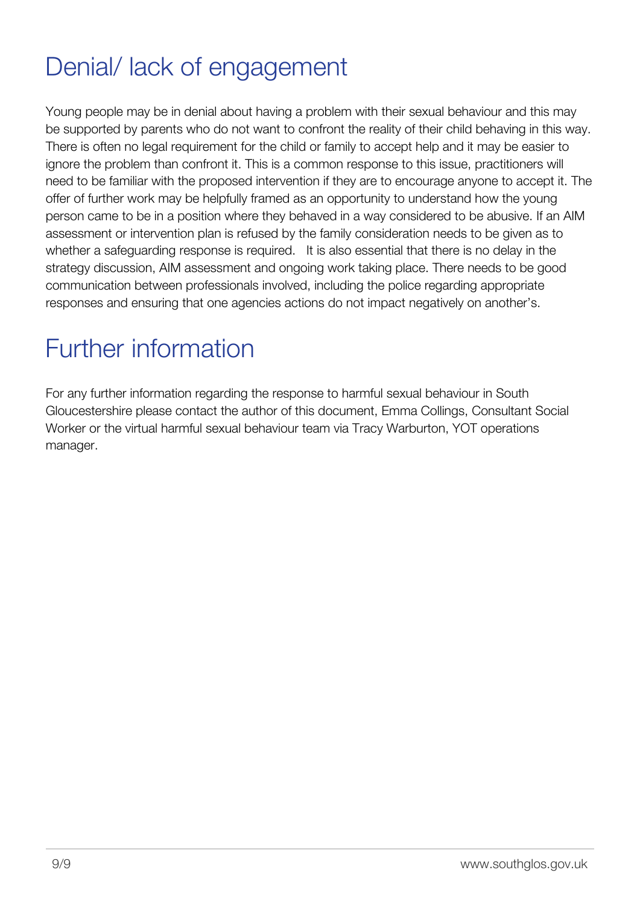# Denial/ lack of engagement

Young people may be in denial about having a problem with their sexual behaviour and this may be supported by parents who do not want to confront the reality of their child behaving in this way. There is often no legal requirement for the child or family to accept help and it may be easier to ignore the problem than confront it. This is a common response to this issue, practitioners will need to be familiar with the proposed intervention if they are to encourage anyone to accept it. The offer of further work may be helpfully framed as an opportunity to understand how the young person came to be in a position where they behaved in a way considered to be abusive. If an AIM assessment or intervention plan is refused by the family consideration needs to be given as to whether a safeguarding response is required. It is also essential that there is no delay in the strategy discussion, AIM assessment and ongoing work taking place. There needs to be good communication between professionals involved, including the police regarding appropriate responses and ensuring that one agencies actions do not impact negatively on another's.

# Further information

For any further information regarding the response to harmful sexual behaviour in South Gloucestershire please contact the author of this document, Emma Collings, Consultant Social Worker or the virtual harmful sexual behaviour team via Tracy Warburton, YOT operations manager.